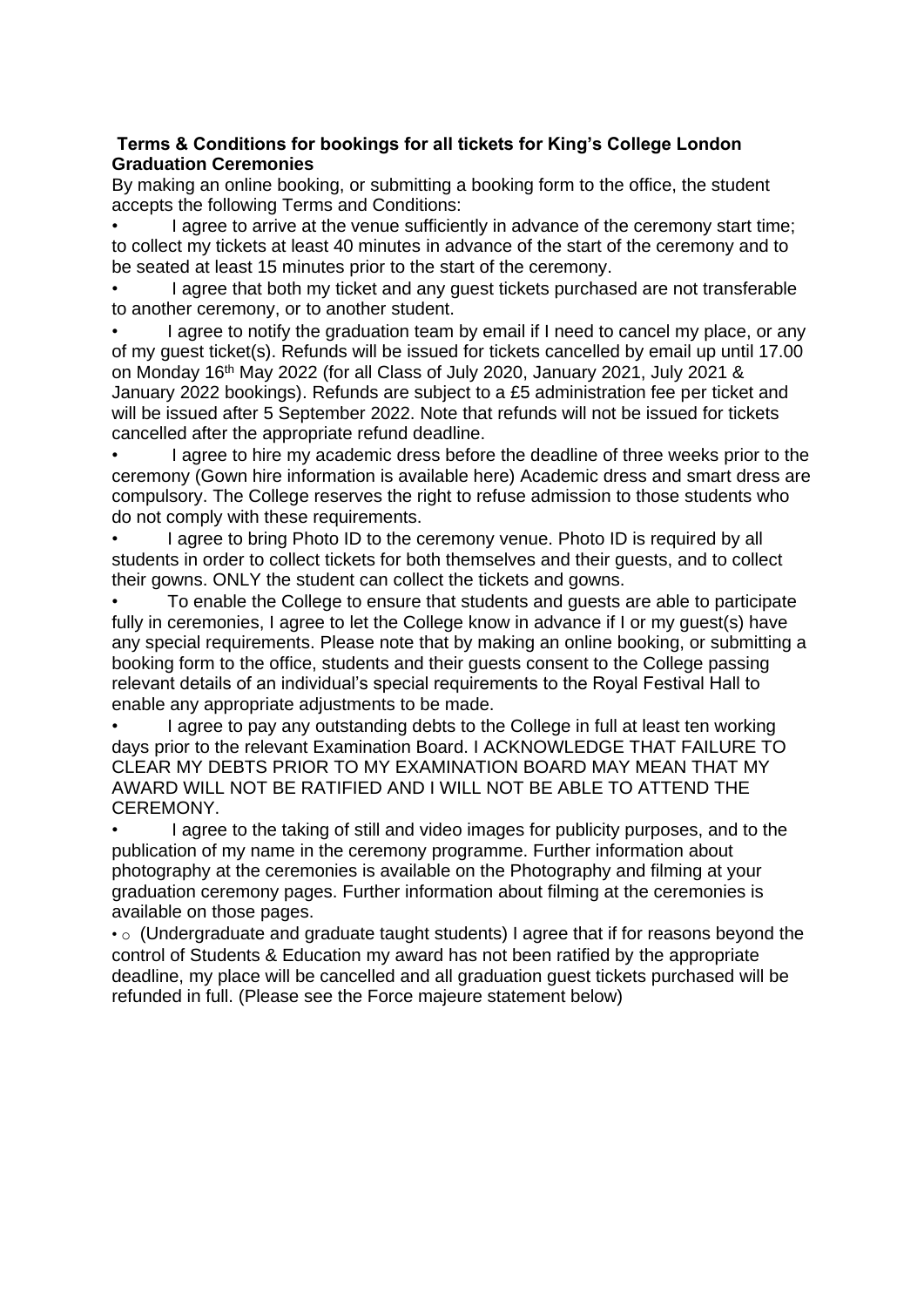**Terms & Conditions for bookings for all tickets for King's College London Graduation Ceremonies**

By making an online booking, or submitting a booking form to the office, the student accepts the following Terms and Conditions:

- I agree to arrive at the venue sufficiently in advance of the ceremony start time; to collect my tickets at least 40 minutes in advance of the start of the ceremony and to be seated at least 15 minutes prior to the start of the ceremony.
- I agree that both my ticket and any guest tickets purchased are not transferable to another ceremony, or to another student.
- I agree to notify the graduation team by email if I need to cancel my place, or any of my guest ticket(s). Refunds will be issued for tickets cancelled by email up until 17.00 on Monday 16th May 2022 (for all Class of July 2020, January 2021, July 2021 & January 2022 bookings). Refunds are subject to a £5 administration fee per ticket and will be issued after 5 September 2022. Note that refunds will not be issued for tickets cancelled after the appropriate refund deadline.
- I agree to hire my academic dress before the deadline of three weeks prior to the ceremony (Gown hire information is available here) Academic dress and smart dress are compulsory. The College reserves the right to refuse admission to those students who do not comply with these requirements.
- I agree to bring Photo ID to the ceremony venue. Photo ID is required by all students in order to collect tickets for both themselves and their guests, and to collect their gowns. ONLY the student can collect the tickets and gowns.
- To enable the College to ensure that students and guests are able to participate fully in ceremonies, I agree to let the College know in advance if I or my guest(s) have any special requirements. Please note that by making an online booking, or submitting a booking form to the office, students and their guests consent to the College passing relevant details of an individual's special requirements to the Royal Festival Hall to enable any appropriate adjustments to be made.
- I agree to pay any outstanding debts to the College in full at least ten working days prior to the relevant Examination Board. I ACKNOWLEDGE THAT FAILURE TO CLEAR MY DEBTS PRIOR TO MY EXAMINATION BOARD MAY MEAN THAT MY AWARD WILL NOT BE RATIFIED AND I WILL NOT BE ABLE TO ATTEND THE CEREMONY.
- I agree to the taking of still and video images for publicity purposes, and to the publication of my name in the ceremony programme. Further information about photography at the ceremonies is available on the Photography and filming at your graduation ceremony pages. Further information about filming at the ceremonies is available on those pages.
- o (Undergraduate and graduate taught students) I agree that if for reasons beyond the control of Students & Education my award has not been ratified by the appropriate deadline, my place will be cancelled and all graduation guest tickets purchased will be refunded in full. (Please see the Force majeure statement below)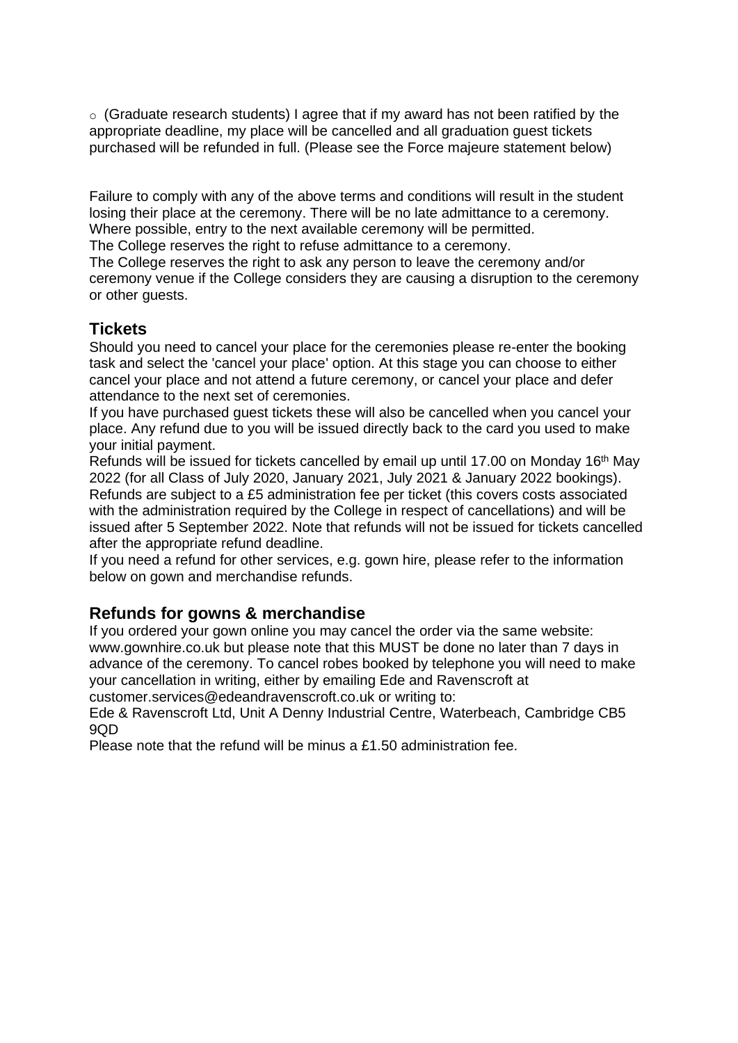- (Graduate research students) I agree that if my award has not been ratified by the appropriate deadline, my place will be cancelled and all graduation guest tickets purchased will be refunded in full. (Please see the Force majeure statement below)

Failure to comply with any of the above terms and conditions will result in the student losing their place at the ceremony. There will be no late admittance to a ceremony. Where possible, entry to the next available ceremony will be permitted.
The College reserves the right to refuse admittance to a ceremony.
The College reserves the right to ask any person to leave the ceremony and/or ceremony venue if the College considers they are causing a disruption to the ceremony or other guests.

## Tickets

Should you need to cancel your place for the ceremonies please re-enter the booking task and select the 'cancel your place' option. At this stage you can choose to either cancel your place and not attend a future ceremony, or cancel your place and defer attendance to the next set of ceremonies.
If you have purchased guest tickets these will also be cancelled when you cancel your place. Any refund due to you will be issued directly back to the card you used to make your initial payment.
Refunds will be issued for tickets cancelled by email up until 17.00 on Monday 16th May 2022 (for all Class of July 2020, January 2021, July 2021 & January 2022 bookings). Refunds are subject to a £5 administration fee per ticket (this covers costs associated with the administration required by the College in respect of cancellations) and will be issued after 5 September 2022. Note that refunds will not be issued for tickets cancelled after the appropriate refund deadline.
If you need a refund for other services, e.g. gown hire, please refer to the information below on gown and merchandise refunds.

## Refunds for gowns & merchandise

If you ordered your gown online you may cancel the order via the same website: www.gownhire.co.uk but please note that this MUST be done no later than 7 days in advance of the ceremony. To cancel robes booked by telephone you will need to make your cancellation in writing, either by emailing Ede and Ravenscroft at customer.services@edeandravenscroft.co.uk or writing to:
Ede & Ravenscroft Ltd, Unit A Denny Industrial Centre, Waterbeach, Cambridge CB5 9QD
Please note that the refund will be minus a £1.50 administration fee.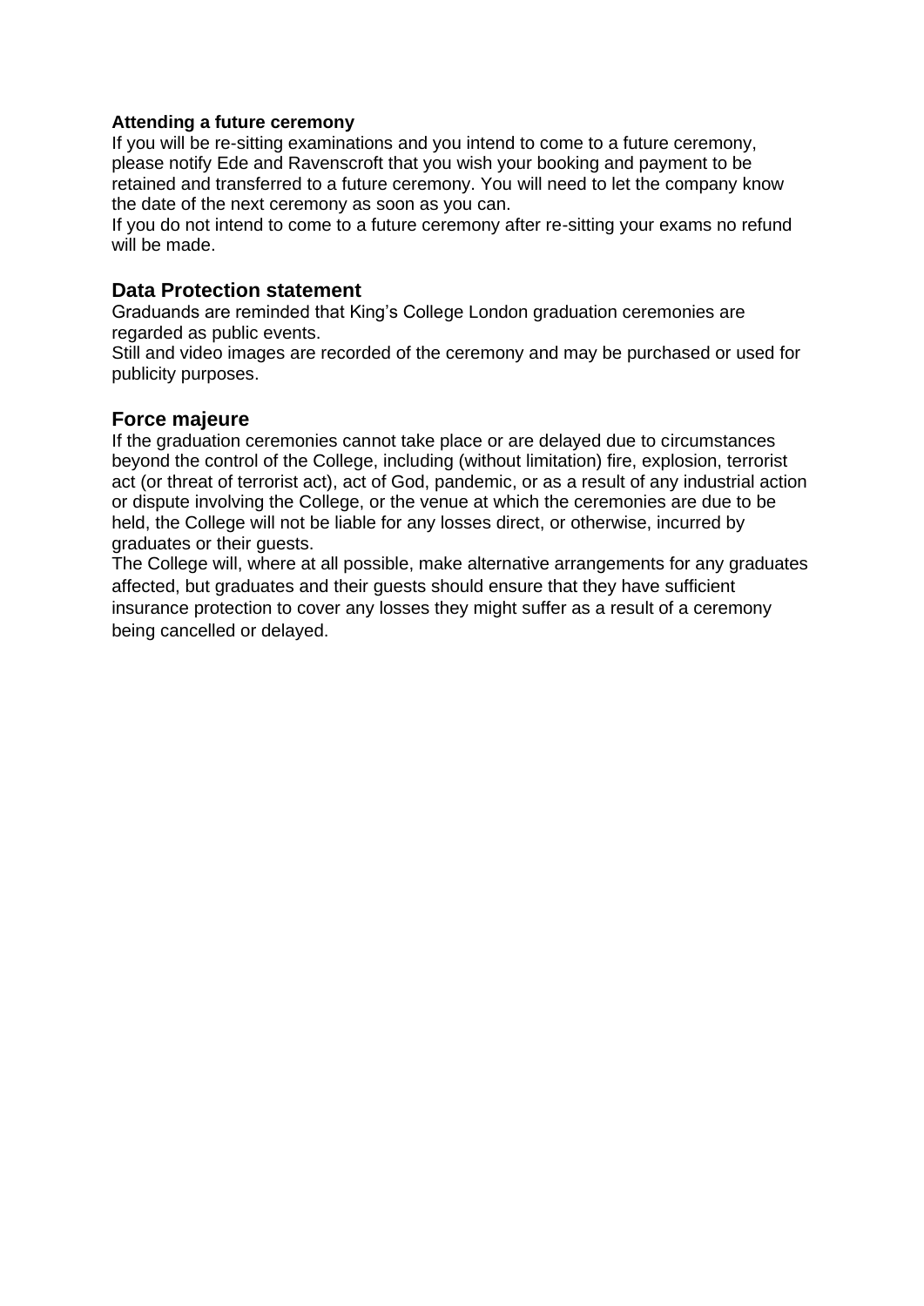**Attending a future ceremony**

If you will be re-sitting examinations and you intend to come to a future ceremony, please notify Ede and Ravenscroft that you wish your booking and payment to be retained and transferred to a future ceremony. You will need to let the company know the date of the next ceremony as soon as you can.

If you do not intend to come to a future ceremony after re-sitting your exams no refund will be made.

## Data Protection statement

Graduands are reminded that King's College London graduation ceremonies are regarded as public events.

Still and video images are recorded of the ceremony and may be purchased or used for publicity purposes.

## Force majeure

If the graduation ceremonies cannot take place or are delayed due to circumstances beyond the control of the College, including (without limitation) fire, explosion, terrorist act (or threat of terrorist act), act of God, pandemic, or as a result of any industrial action or dispute involving the College, or the venue at which the ceremonies are due to be held, the College will not be liable for any losses direct, or otherwise, incurred by graduates or their guests.

The College will, where at all possible, make alternative arrangements for any graduates affected, but graduates and their guests should ensure that they have sufficient insurance protection to cover any losses they might suffer as a result of a ceremony being cancelled or delayed.